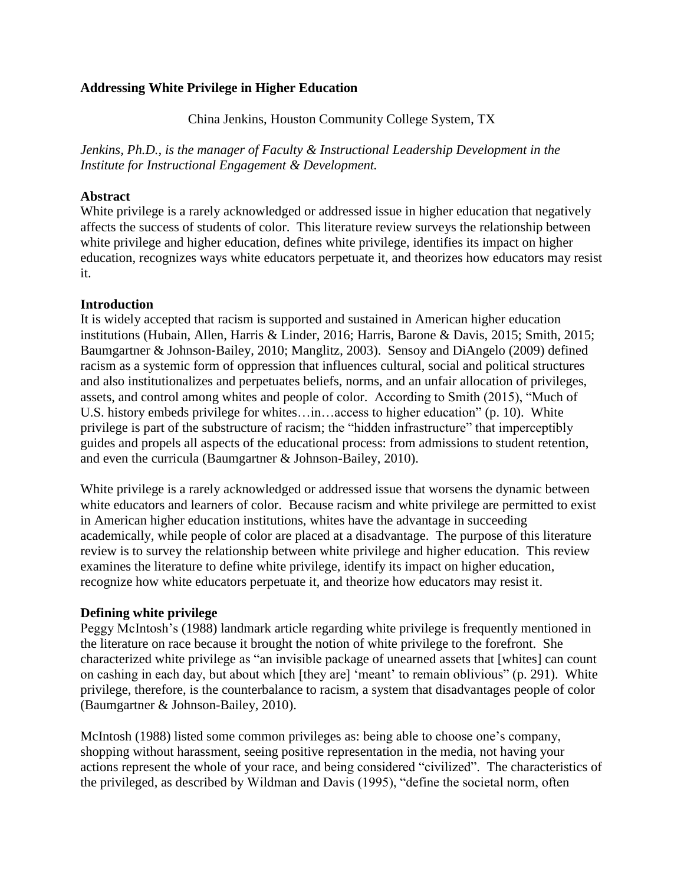# Addressing White Privilege in Higher Education

China Jenkins, Houston Community College System, TX

*Jenkins, Ph.D., is the manager of Faculty & Instructional Leadership Development in the Institute for Instructional Engagement & Development.*

## Abstract

White privilege is a rarely acknowledged or addressed issue in higher education that negatively affects the success of students of color. This literature review surveys the relationship between white privilege and higher education, defines white privilege, identifies its impact on higher education, recognizes ways white educators perpetuate it, and theorizes how educators may resist it.

## Introduction

It is widely accepted that racism is supported and sustained in American higher education institutions (Hubain, Allen, Harris & Linder, 2016; Harris, Barone & Davis, 2015; Smith, 2015; Baumgartner & Johnson-Bailey, 2010; Manglitz, 2003). Sensoy and DiAngelo (2009) defined racism as a systemic form of oppression that influences cultural, social and political structures and also institutionalizes and perpetuates beliefs, norms, and an unfair allocation of privileges, assets, and control among whites and people of color. According to Smith (2015), "Much of U.S. history embeds privilege for whites…in…access to higher education" (p. 10). White privilege is part of the substructure of racism; the "hidden infrastructure" that imperceptibly guides and propels all aspects of the educational process: from admissions to student retention, and even the curricula (Baumgartner & Johnson-Bailey, 2010).

White privilege is a rarely acknowledged or addressed issue that worsens the dynamic between white educators and learners of color. Because racism and white privilege are permitted to exist in American higher education institutions, whites have the advantage in succeeding academically, while people of color are placed at a disadvantage. The purpose of this literature review is to survey the relationship between white privilege and higher education. This review examines the literature to define white privilege, identify its impact on higher education, recognize how white educators perpetuate it, and theorize how educators may resist it.

## Defining white privilege

Peggy McIntosh's (1988) landmark article regarding white privilege is frequently mentioned in the literature on race because it brought the notion of white privilege to the forefront. She characterized white privilege as "an invisible package of unearned assets that [whites] can count on cashing in each day, but about which [they are] 'meant' to remain oblivious" (p. 291). White privilege, therefore, is the counterbalance to racism, a system that disadvantages people of color (Baumgartner & Johnson-Bailey, 2010).

McIntosh (1988) listed some common privileges as: being able to choose one's company, shopping without harassment, seeing positive representation in the media, not having your actions represent the whole of your race, and being considered "civilized". The characteristics of the privileged, as described by Wildman and Davis (1995), "define the societal norm, often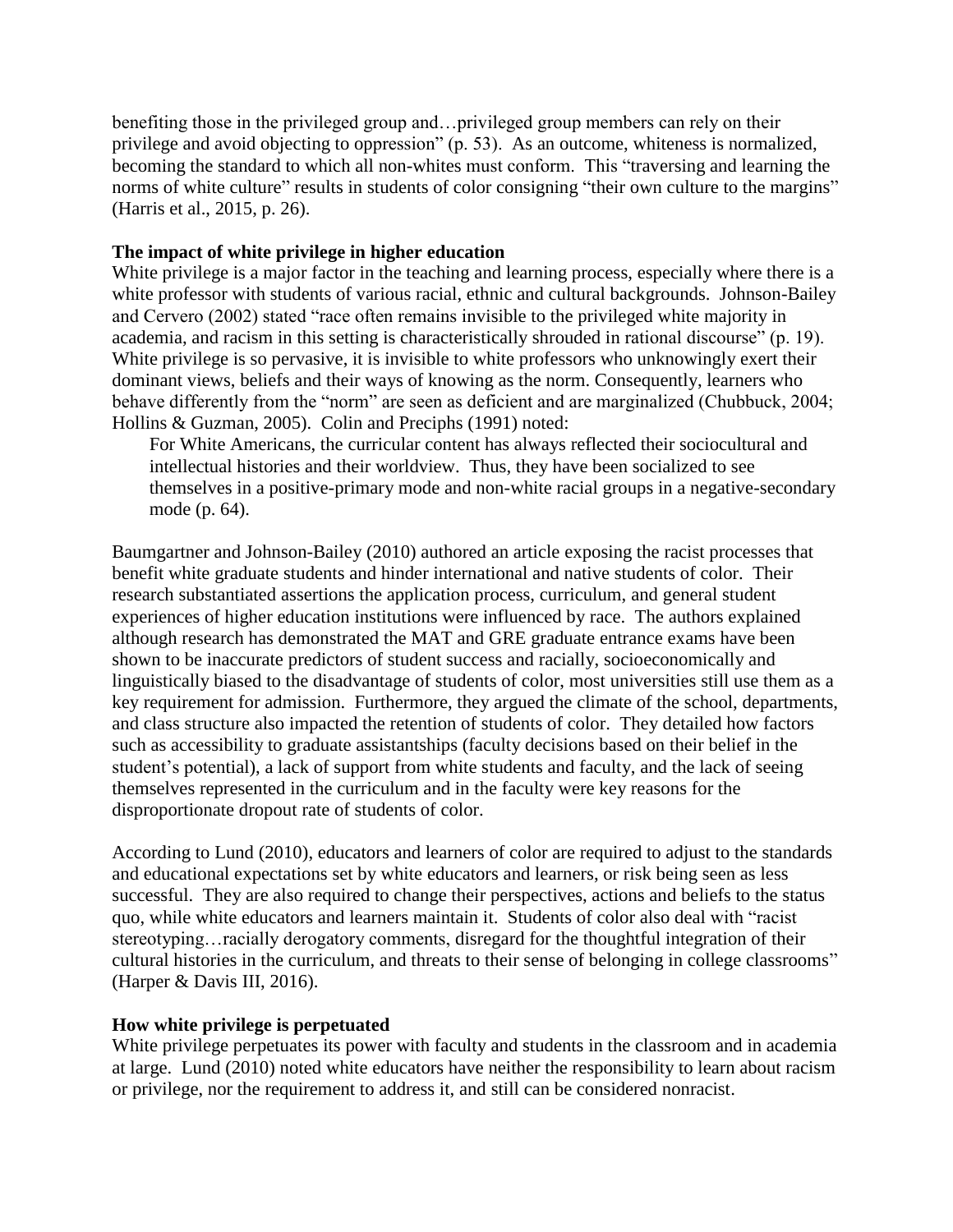benefiting those in the privileged group and…privileged group members can rely on their privilege and avoid objecting to oppression" (p. 53). As an outcome, whiteness is normalized, becoming the standard to which all non-whites must conform. This "traversing and learning the norms of white culture" results in students of color consigning "their own culture to the margins" (Harris et al., 2015, p. 26).

**The impact of white privilege in higher education**

White privilege is a major factor in the teaching and learning process, especially where there is a white professor with students of various racial, ethnic and cultural backgrounds. Johnson-Bailey and Cervero (2002) stated "race often remains invisible to the privileged white majority in academia, and racism in this setting is characteristically shrouded in rational discourse" (p. 19). White privilege is so pervasive, it is invisible to white professors who unknowingly exert their dominant views, beliefs and their ways of knowing as the norm. Consequently, learners who behave differently from the "norm" are seen as deficient and are marginalized (Chubbuck, 2004; Hollins & Guzman, 2005). Colin and Preciphs (1991) noted:

> For White Americans, the curricular content has always reflected their sociocultural and intellectual histories and their worldview. Thus, they have been socialized to see themselves in a positive-primary mode and non-white racial groups in a negative-secondary mode (p. 64).

Baumgartner and Johnson-Bailey (2010) authored an article exposing the racist processes that benefit white graduate students and hinder international and native students of color. Their research substantiated assertions the application process, curriculum, and general student experiences of higher education institutions were influenced by race. The authors explained although research has demonstrated the MAT and GRE graduate entrance exams have been shown to be inaccurate predictors of student success and racially, socioeconomically and linguistically biased to the disadvantage of students of color, most universities still use them as a key requirement for admission. Furthermore, they argued the climate of the school, departments, and class structure also impacted the retention of students of color. They detailed how factors such as accessibility to graduate assistantships (faculty decisions based on their belief in the student's potential), a lack of support from white students and faculty, and the lack of seeing themselves represented in the curriculum and in the faculty were key reasons for the disproportionate dropout rate of students of color.

According to Lund (2010), educators and learners of color are required to adjust to the standards and educational expectations set by white educators and learners, or risk being seen as less successful. They are also required to change their perspectives, actions and beliefs to the status quo, while white educators and learners maintain it. Students of color also deal with "racist stereotyping…racially derogatory comments, disregard for the thoughtful integration of their cultural histories in the curriculum, and threats to their sense of belonging in college classrooms" (Harper & Davis III, 2016).

**How white privilege is perpetuated**

White privilege perpetuates its power with faculty and students in the classroom and in academia at large. Lund (2010) noted white educators have neither the responsibility to learn about racism or privilege, nor the requirement to address it, and still can be considered nonracist.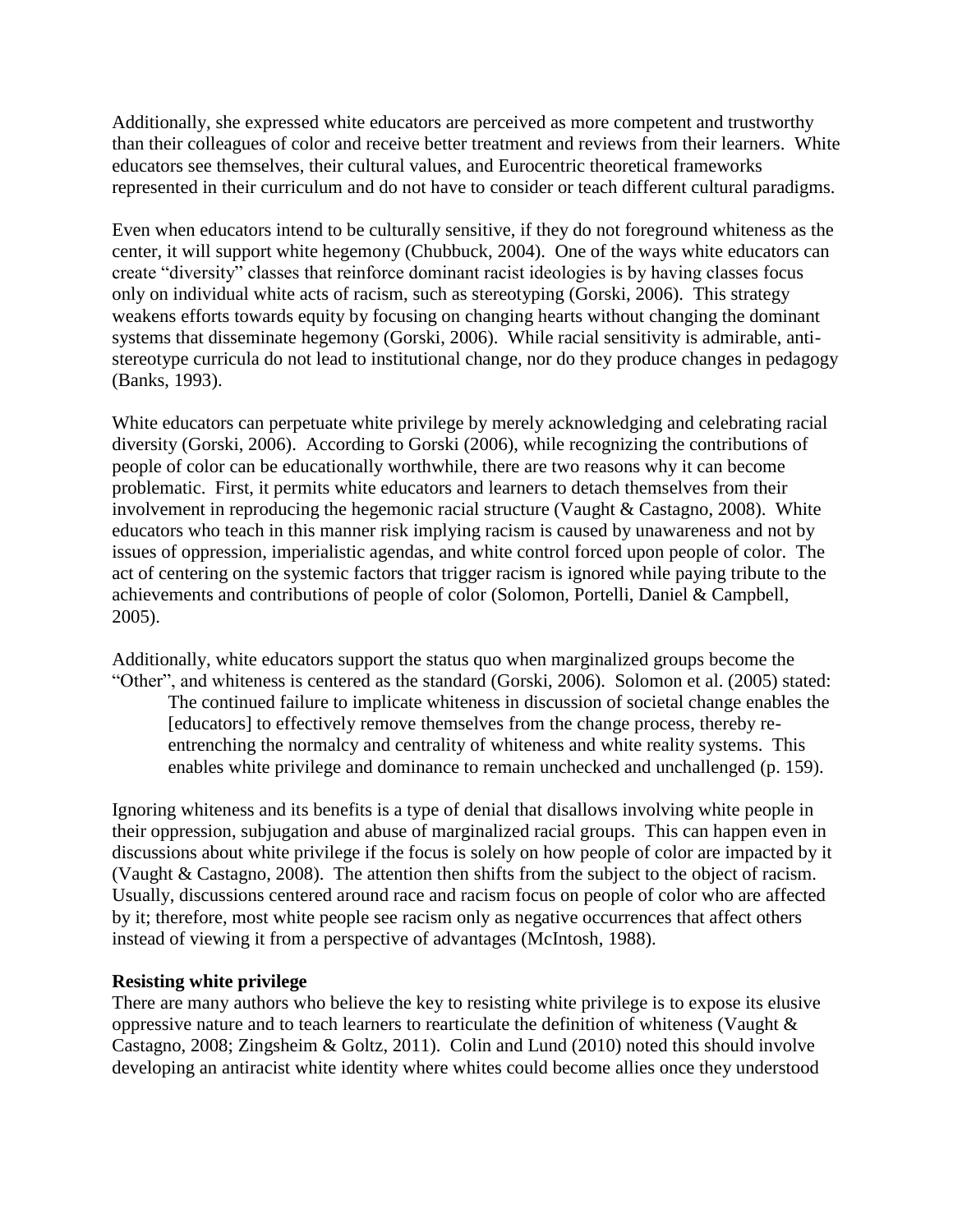Additionally, she expressed white educators are perceived as more competent and trustworthy than their colleagues of color and receive better treatment and reviews from their learners. White educators see themselves, their cultural values, and Eurocentric theoretical frameworks represented in their curriculum and do not have to consider or teach different cultural paradigms.

Even when educators intend to be culturally sensitive, if they do not foreground whiteness as the center, it will support white hegemony (Chubbuck, 2004). One of the ways white educators can create "diversity" classes that reinforce dominant racist ideologies is by having classes focus only on individual white acts of racism, such as stereotyping (Gorski, 2006). This strategy weakens efforts towards equity by focusing on changing hearts without changing the dominant systems that disseminate hegemony (Gorski, 2006). While racial sensitivity is admirable, anti-stereotype curricula do not lead to institutional change, nor do they produce changes in pedagogy (Banks, 1993).

White educators can perpetuate white privilege by merely acknowledging and celebrating racial diversity (Gorski, 2006). According to Gorski (2006), while recognizing the contributions of people of color can be educationally worthwhile, there are two reasons why it can become problematic. First, it permits white educators and learners to detach themselves from their involvement in reproducing the hegemonic racial structure (Vaught & Castagno, 2008). White educators who teach in this manner risk implying racism is caused by unawareness and not by issues of oppression, imperialistic agendas, and white control forced upon people of color. The act of centering on the systemic factors that trigger racism is ignored while paying tribute to the achievements and contributions of people of color (Solomon, Portelli, Daniel & Campbell, 2005).

Additionally, white educators support the status quo when marginalized groups become the "Other", and whiteness is centered as the standard (Gorski, 2006). Solomon et al. (2005) stated:

> The continued failure to implicate whiteness in discussion of societal change enables the [educators] to effectively remove themselves from the change process, thereby re-entrenching the normalcy and centrality of whiteness and white reality systems. This enables white privilege and dominance to remain unchecked and unchallenged (p. 159).

Ignoring whiteness and its benefits is a type of denial that disallows involving white people in their oppression, subjugation and abuse of marginalized racial groups. This can happen even in discussions about white privilege if the focus is solely on how people of color are impacted by it (Vaught & Castagno, 2008). The attention then shifts from the subject to the object of racism. Usually, discussions centered around race and racism focus on people of color who are affected by it; therefore, most white people see racism only as negative occurrences that affect others instead of viewing it from a perspective of advantages (McIntosh, 1988).

**Resisting white privilege**

There are many authors who believe the key to resisting white privilege is to expose its elusive oppressive nature and to teach learners to rearticulate the definition of whiteness (Vaught & Castagno, 2008; Zingsheim & Goltz, 2011). Colin and Lund (2010) noted this should involve developing an antiracist white identity where whites could become allies once they understood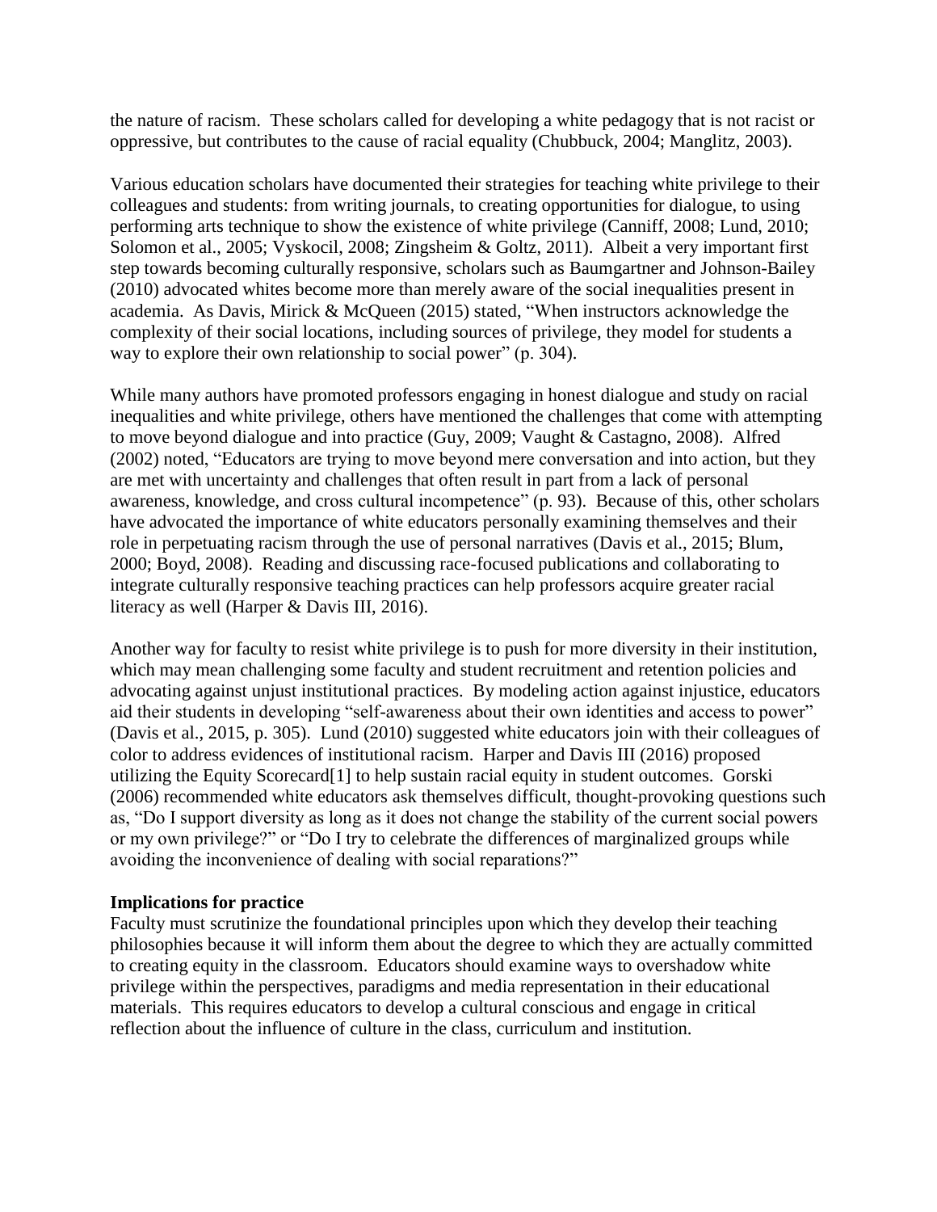the nature of racism. These scholars called for developing a white pedagogy that is not racist or oppressive, but contributes to the cause of racial equality (Chubbuck, 2004; Manglitz, 2003).

Various education scholars have documented their strategies for teaching white privilege to their colleagues and students: from writing journals, to creating opportunities for dialogue, to using performing arts technique to show the existence of white privilege (Canniff, 2008; Lund, 2010; Solomon et al., 2005; Vyskocil, 2008; Zingsheim & Goltz, 2011). Albeit a very important first step towards becoming culturally responsive, scholars such as Baumgartner and Johnson-Bailey (2010) advocated whites become more than merely aware of the social inequalities present in academia. As Davis, Mirick & McQueen (2015) stated, "When instructors acknowledge the complexity of their social locations, including sources of privilege, they model for students a way to explore their own relationship to social power" (p. 304).

While many authors have promoted professors engaging in honest dialogue and study on racial inequalities and white privilege, others have mentioned the challenges that come with attempting to move beyond dialogue and into practice (Guy, 2009; Vaught & Castagno, 2008). Alfred (2002) noted, "Educators are trying to move beyond mere conversation and into action, but they are met with uncertainty and challenges that often result in part from a lack of personal awareness, knowledge, and cross cultural incompetence" (p. 93). Because of this, other scholars have advocated the importance of white educators personally examining themselves and their role in perpetuating racism through the use of personal narratives (Davis et al., 2015; Blum, 2000; Boyd, 2008). Reading and discussing race-focused publications and collaborating to integrate culturally responsive teaching practices can help professors acquire greater racial literacy as well (Harper & Davis III, 2016).

Another way for faculty to resist white privilege is to push for more diversity in their institution, which may mean challenging some faculty and student recruitment and retention policies and advocating against unjust institutional practices. By modeling action against injustice, educators aid their students in developing "self-awareness about their own identities and access to power" (Davis et al., 2015, p. 305). Lund (2010) suggested white educators join with their colleagues of color to address evidences of institutional racism. Harper and Davis III (2016) proposed utilizing the Equity Scorecard[1] to help sustain racial equity in student outcomes. Gorski (2006) recommended white educators ask themselves difficult, thought-provoking questions such as, "Do I support diversity as long as it does not change the stability of the current social powers or my own privilege?" or "Do I try to celebrate the differences of marginalized groups while avoiding the inconvenience of dealing with social reparations?"

**Implications for practice**

Faculty must scrutinize the foundational principles upon which they develop their teaching philosophies because it will inform them about the degree to which they are actually committed to creating equity in the classroom. Educators should examine ways to overshadow white privilege within the perspectives, paradigms and media representation in their educational materials. This requires educators to develop a cultural conscious and engage in critical reflection about the influence of culture in the class, curriculum and institution.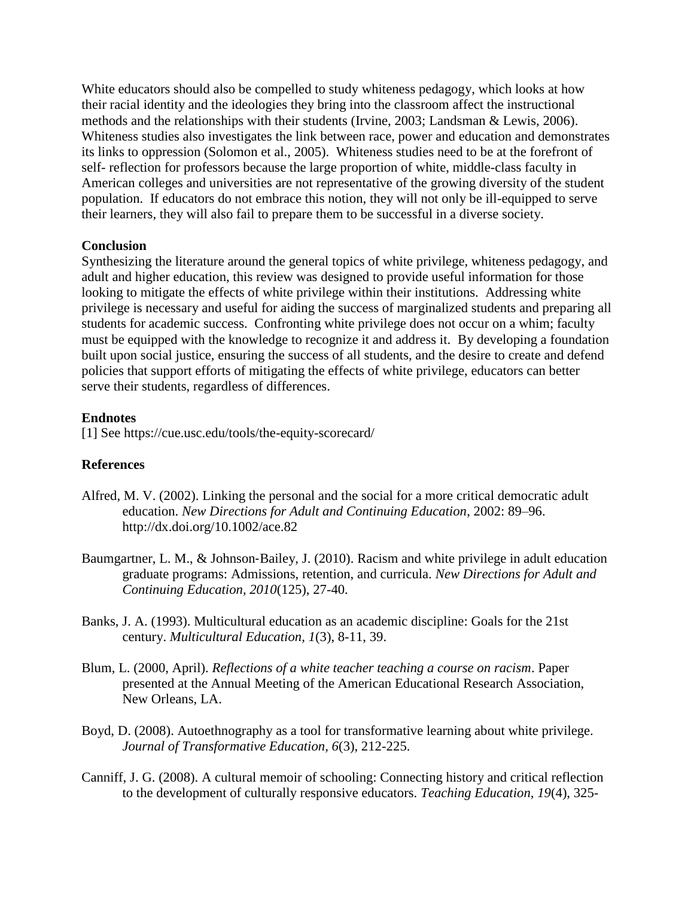White educators should also be compelled to study whiteness pedagogy, which looks at how their racial identity and the ideologies they bring into the classroom affect the instructional methods and the relationships with their students (Irvine, 2003; Landsman & Lewis, 2006). Whiteness studies also investigates the link between race, power and education and demonstrates its links to oppression (Solomon et al., 2005). Whiteness studies need to be at the forefront of self- reflection for professors because the large proportion of white, middle-class faculty in American colleges and universities are not representative of the growing diversity of the student population. If educators do not embrace this notion, they will not only be ill-equipped to serve their learners, they will also fail to prepare them to be successful in a diverse society.

**Conclusion**

Synthesizing the literature around the general topics of white privilege, whiteness pedagogy, and adult and higher education, this review was designed to provide useful information for those looking to mitigate the effects of white privilege within their institutions. Addressing white privilege is necessary and useful for aiding the success of marginalized students and preparing all students for academic success. Confronting white privilege does not occur on a whim; faculty must be equipped with the knowledge to recognize it and address it. By developing a foundation built upon social justice, ensuring the success of all students, and the desire to create and defend policies that support efforts of mitigating the effects of white privilege, educators can better serve their students, regardless of differences.

**Endnotes**

[1] See https://cue.usc.edu/tools/the-equity-scorecard/

**References**

Alfred, M. V. (2002). Linking the personal and the social for a more critical democratic adult education. *New Directions for Adult and Continuing Education*, 2002: 89–96. http://dx.doi.org/10.1002/ace.82

Baumgartner, L. M., & Johnson-Bailey, J. (2010). Racism and white privilege in adult education graduate programs: Admissions, retention, and curricula. *New Directions for Adult and Continuing Education, 2010*(125), 27-40.

Banks, J. A. (1993). Multicultural education as an academic discipline: Goals for the 21st century. *Multicultural Education, 1*(3), 8-11, 39.

Blum, L. (2000, April). *Reflections of a white teacher teaching a course on racism*. Paper presented at the Annual Meeting of the American Educational Research Association, New Orleans, LA.

Boyd, D. (2008). Autoethnography as a tool for transformative learning about white privilege. *Journal of Transformative Education, 6*(3), 212-225.

Canniff, J. G. (2008). A cultural memoir of schooling: Connecting history and critical reflection to the development of culturally responsive educators. *Teaching Education, 19*(4), 325-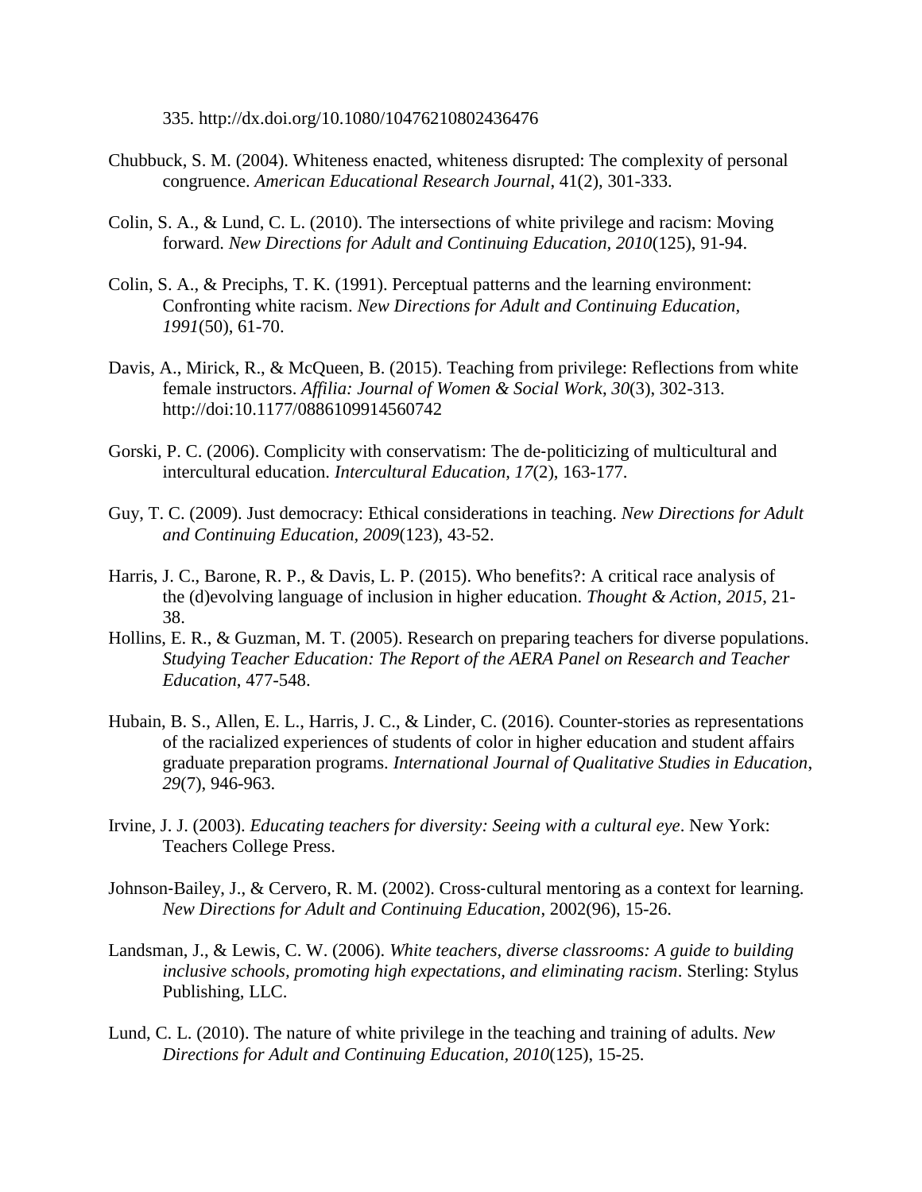335. http://dx.doi.org/10.1080/10476210802436476

Chubbuck, S. M. (2004). Whiteness enacted, whiteness disrupted: The complexity of personal congruence. *American Educational Research Journal*, 41(2), 301-333.

Colin, S. A., & Lund, C. L. (2010). The intersections of white privilege and racism: Moving forward. *New Directions for Adult and Continuing Education, 2010*(125), 91-94.

Colin, S. A., & Preciphs, T. K. (1991). Perceptual patterns and the learning environment: Confronting white racism. *New Directions for Adult and Continuing Education, 1991*(50), 61-70.

Davis, A., Mirick, R., & McQueen, B. (2015). Teaching from privilege: Reflections from white female instructors. *Affilia: Journal of Women & Social Work*, *30*(3), 302-313. http://doi:10.1177/0886109914560742

Gorski, P. C. (2006). Complicity with conservatism: The de-politicizing of multicultural and intercultural education. *Intercultural Education, 17*(2), 163-177.

Guy, T. C. (2009). Just democracy: Ethical considerations in teaching. *New Directions for Adult and Continuing Education, 2009*(123), 43-52.

Harris, J. C., Barone, R. P., & Davis, L. P. (2015). Who benefits?: A critical race analysis of the (d)evolving language of inclusion in higher education. *Thought & Action*, *2015*, 21-38.

Hollins, E. R., & Guzman, M. T. (2005). Research on preparing teachers for diverse populations. *Studying Teacher Education: The Report of the AERA Panel on Research and Teacher Education*, 477-548.

Hubain, B. S., Allen, E. L., Harris, J. C., & Linder, C. (2016). Counter-stories as representations of the racialized experiences of students of color in higher education and student affairs graduate preparation programs. *International Journal of Qualitative Studies in Education*, *29*(7), 946-963.

Irvine, J. J. (2003). *Educating teachers for diversity: Seeing with a cultural eye*. New York: Teachers College Press.

Johnson-Bailey, J., & Cervero, R. M. (2002). Cross-cultural mentoring as a context for learning. *New Directions for Adult and Continuing Education*, 2002(96), 15-26.

Landsman, J., & Lewis, C. W. (2006). *White teachers, diverse classrooms: A guide to building inclusive schools, promoting high expectations, and eliminating racism*. Sterling: Stylus Publishing, LLC.

Lund, C. L. (2010). The nature of white privilege in the teaching and training of adults. *New Directions for Adult and Continuing Education, 2010*(125), 15-25.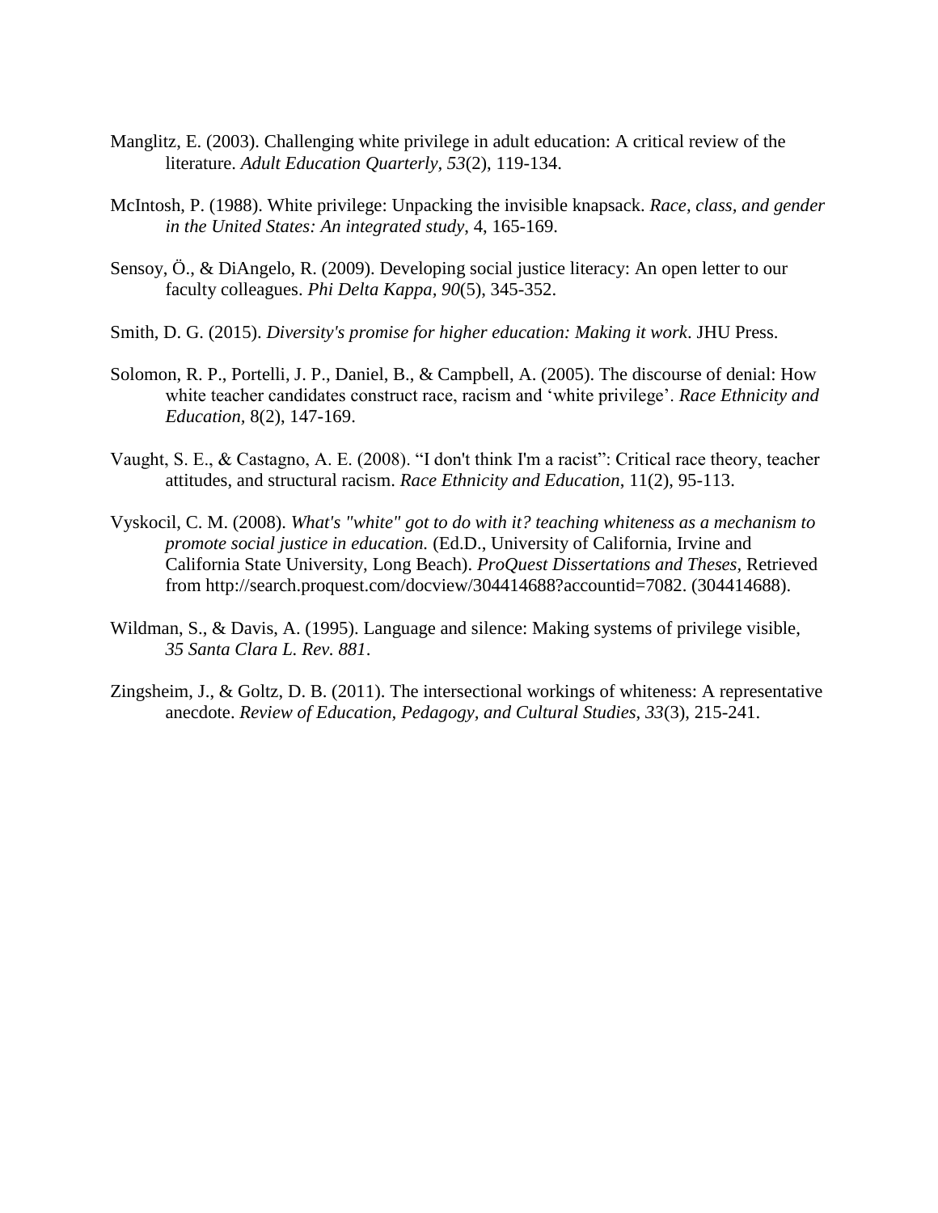Manglitz, E. (2003). Challenging white privilege in adult education: A critical review of the literature. *Adult Education Quarterly, 53*(2), 119-134.

McIntosh, P. (1988). White privilege: Unpacking the invisible knapsack. *Race, class, and gender in the United States: An integrated study*, 4, 165-169.

Sensoy, Ö., & DiAngelo, R. (2009). Developing social justice literacy: An open letter to our faculty colleagues. *Phi Delta Kappa, 90*(5), 345-352.

Smith, D. G. (2015). *Diversity's promise for higher education: Making it work*. JHU Press.

Solomon, R. P., Portelli, J. P., Daniel, B., & Campbell, A. (2005). The discourse of denial: How white teacher candidates construct race, racism and 'white privilege'. *Race Ethnicity and Education,* 8(2), 147-169.

Vaught, S. E., & Castagno, A. E. (2008). "I don't think I'm a racist": Critical race theory, teacher attitudes, and structural racism. *Race Ethnicity and Education*, 11(2), 95-113.

Vyskocil, C. M. (2008). *What's "white" got to do with it? teaching whiteness as a mechanism to promote social justice in education.* (Ed.D., University of California, Irvine and California State University, Long Beach). *ProQuest Dissertations and Theses,* Retrieved from http://search.proquest.com/docview/304414688?accountid=7082. (304414688).

Wildman, S., & Davis, A. (1995). Language and silence: Making systems of privilege visible, *35 Santa Clara L. Rev. 881*.

Zingsheim, J., & Goltz, D. B. (2011). The intersectional workings of whiteness: A representative anecdote. *Review of Education, Pedagogy, and Cultural Studies, 33*(3), 215-241.